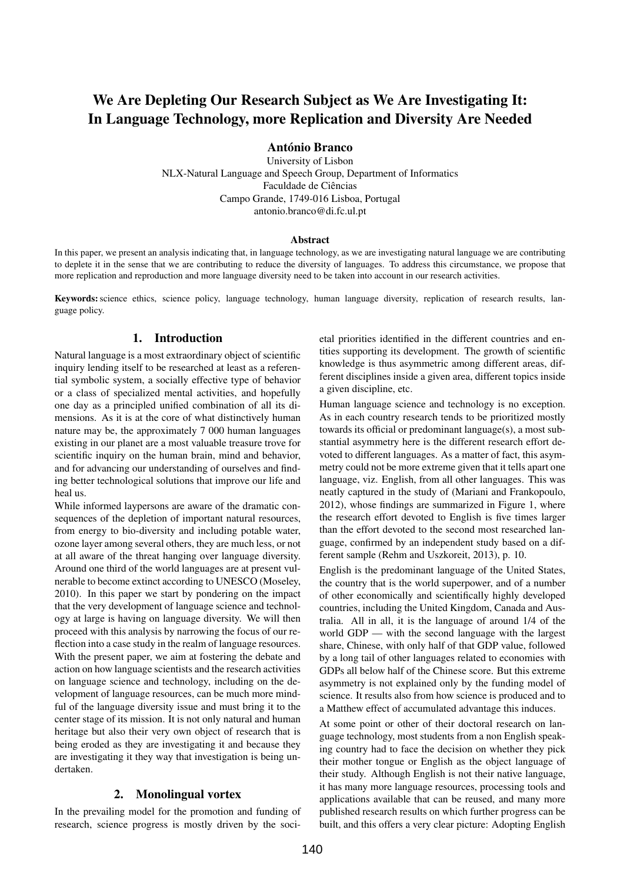# We Are Depleting Our Research Subject as We Are Investigating It: In Language Technology, more Replication and Diversity Are Needed

**António Branco**

University of Lisbon
NLX-Natural Language and Speech Group, Department of Informatics
Faculdade de Ciências
Campo Grande, 1749-016 Lisboa, Portugal
antonio.branco@di.fc.ul.pt

### Abstract

In this paper, we present an analysis indicating that, in language technology, as we are investigating natural language we are contributing to deplete it in the sense that we are contributing to reduce the diversity of languages. To address this circumstance, we propose that more replication and reproduction and more language diversity need to be taken into account in our research activities.

**Keywords:** science ethics, science policy, language technology, human language diversity, replication of research results, language policy.

## 1. Introduction

Natural language is a most extraordinary object of scientific inquiry lending itself to be researched at least as a referential symbolic system, a socially effective type of behavior or a class of specialized mental activities, and hopefully one day as a principled unified combination of all its dimensions. As it is at the core of what distinctively human nature may be, the approximately 7 000 human languages existing in our planet are a most valuable treasure trove for scientific inquiry on the human brain, mind and behavior, and for advancing our understanding of ourselves and finding better technological solutions that improve our life and heal us.

While informed laypersons are aware of the dramatic consequences of the depletion of important natural resources, from energy to bio-diversity and including potable water, ozone layer among several others, they are much less, or not at all aware of the threat hanging over language diversity. Around one third of the world languages are at present vulnerable to become extinct according to UNESCO (Moseley, 2010). In this paper we start by pondering on the impact that the very development of language science and technology at large is having on language diversity. We will then proceed with this analysis by narrowing the focus of our reflection into a case study in the realm of language resources. With the present paper, we aim at fostering the debate and action on how language scientists and the research activities on language science and technology, including on the development of language resources, can be much more mindful of the language diversity issue and must bring it to the center stage of its mission. It is not only natural and human heritage but also their very own object of research that is being eroded as they are investigating it and because they are investigating it they way that investigation is being undertaken.

## 2. Monolingual vortex

In the prevailing model for the promotion and funding of research, science progress is mostly driven by the societal priorities identified in the different countries and entities supporting its development. The growth of scientific knowledge is thus asymmetric among different areas, different disciplines inside a given area, different topics inside a given discipline, etc.

Human language science and technology is no exception. As in each country research tends to be prioritized mostly towards its official or predominant language(s), a most substantial asymmetry here is the different research effort devoted to different languages. As a matter of fact, this asymmetry could not be more extreme given that it tells apart one language, viz. English, from all other languages. This was neatly captured in the study of (Mariani and Frankopoulo, 2012), whose findings are summarized in Figure 1, where the research effort devoted to English is five times larger than the effort devoted to the second most researched language, confirmed by an independent study based on a different sample (Rehm and Uszkoreit, 2013), p. 10.

English is the predominant language of the United States, the country that is the world superpower, and of a number of other economically and scientifically highly developed countries, including the United Kingdom, Canada and Australia. All in all, it is the language of around 1/4 of the world GDP — with the second language with the largest share, Chinese, with only half of that GDP value, followed by a long tail of other languages related to economies with GDPs all below half of the Chinese score. But this extreme asymmetry is not explained only by the funding model of science. It results also from how science is produced and to a Matthew effect of accumulated advantage this induces.

At some point or other of their doctoral research on language technology, most students from a non English speaking country had to face the decision on whether they pick their mother tongue or English as the object language of their study. Although English is not their native language, it has many more language resources, processing tools and applications available that can be reused, and many more published research results on which further progress can be built, and this offers a very clear picture: Adopting English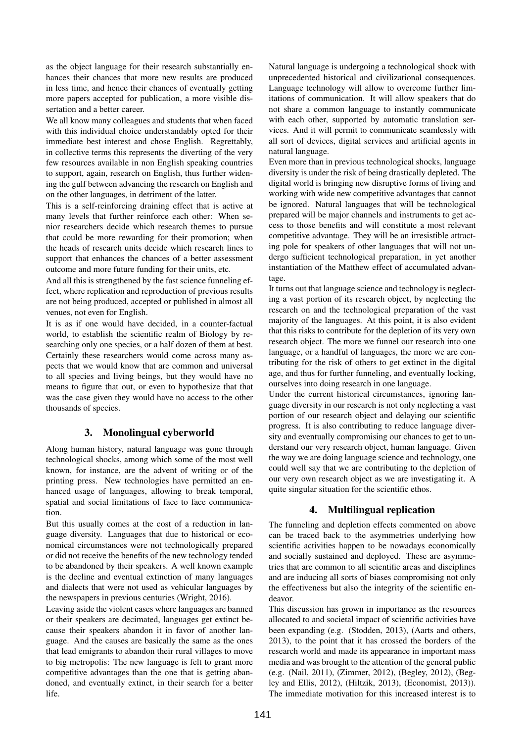as the object language for their research substantially enhances their chances that more new results are produced in less time, and hence their chances of eventually getting more papers accepted for publication, a more visible dissertation and a better career.

We all know many colleagues and students that when faced with this individual choice understandably opted for their immediate best interest and chose English. Regrettably, in collective terms this represents the diverting of the very few resources available in non English speaking countries to support, again, research on English, thus further widening the gulf between advancing the research on English and on the other languages, in detriment of the latter.

This is a self-reinforcing draining effect that is active at many levels that further reinforce each other: When senior researchers decide which research themes to pursue that could be more rewarding for their promotion; when the heads of research units decide which research lines to support that enhances the chances of a better assessment outcome and more future funding for their units, etc.

And all this is strengthened by the fast science funneling effect, where replication and reproduction of previous results are not being produced, accepted or published in almost all venues, not even for English.

It is as if one would have decided, in a counter-factual world, to establish the scientific realm of Biology by researching only one species, or a half dozen of them at best. Certainly these researchers would come across many aspects that we would know that are common and universal to all species and living beings, but they would have no means to figure that out, or even to hypothesize that that was the case given they would have no access to the other thousands of species.

## 3. Monolingual cyberworld

Along human history, natural language was gone through technological shocks, among which some of the most well known, for instance, are the advent of writing or of the printing press. New technologies have permitted an enhanced usage of languages, allowing to break temporal, spatial and social limitations of face to face communication.

But this usually comes at the cost of a reduction in language diversity. Languages that due to historical or economical circumstances were not technologically prepared or did not receive the benefits of the new technology tended to be abandoned by their speakers. A well known example is the decline and eventual extinction of many languages and dialects that were not used as vehicular languages by the newspapers in previous centuries (Wright, 2016).

Leaving aside the violent cases where languages are banned or their speakers are decimated, languages get extinct because their speakers abandon it in favor of another language. And the causes are basically the same as the ones that lead emigrants to abandon their rural villages to move to big metropolis: The new language is felt to grant more competitive advantages than the one that is getting abandoned, and eventually extinct, in their search for a better life.

Natural language is undergoing a technological shock with unprecedented historical and civilizational consequences. Language technology will allow to overcome further limitations of communication. It will allow speakers that do not share a common language to instantly communicate with each other, supported by automatic translation services. And it will permit to communicate seamlessly with all sort of devices, digital services and artificial agents in natural language.

Even more than in previous technological shocks, language diversity is under the risk of being drastically depleted. The digital world is bringing new disruptive forms of living and working with wide new competitive advantages that cannot be ignored. Natural languages that will be technological prepared will be major channels and instruments to get access to those benefits and will constitute a most relevant competitive advantage. They will be an irresistible attracting pole for speakers of other languages that will not undergo sufficient technological preparation, in yet another instantiation of the Matthew effect of accumulated advantage.

It turns out that language science and technology is neglecting a vast portion of its research object, by neglecting the research on and the technological preparation of the vast majority of the languages. At this point, it is also evident that this risks to contribute for the depletion of its very own research object. The more we funnel our research into one language, or a handful of languages, the more we are contributing for the risk of others to get extinct in the digital age, and thus for further funneling, and eventually locking, ourselves into doing research in one language.

Under the current historical circumstances, ignoring language diversity in our research is not only neglecting a vast portion of our research object and delaying our scientific progress. It is also contributing to reduce language diversity and eventually compromising our chances to get to understand our very research object, human language. Given the way we are doing language science and technology, one could well say that we are contributing to the depletion of our very own research object as we are investigating it. A quite singular situation for the scientific ethos.

## 4. Multilingual replication

The funneling and depletion effects commented on above can be traced back to the asymmetries underlying how scientific activities happen to be nowadays economically and socially sustained and deployed. These are asymmetries that are common to all scientific areas and disciplines and are inducing all sorts of biases compromising not only the effectiveness but also the integrity of the scientific endeavor.

This discussion has grown in importance as the resources allocated to and societal impact of scientific activities have been expanding (e.g. (Stodden, 2013), (Aarts and others, 2013), to the point that it has crossed the borders of the research world and made its appearance in important mass media and was brought to the attention of the general public (e.g. (Nail, 2011), (Zimmer, 2012), (Begley, 2012), (Begley and Ellis, 2012), (Hiltzik, 2013), (Economist, 2013)). The immediate motivation for this increased interest is to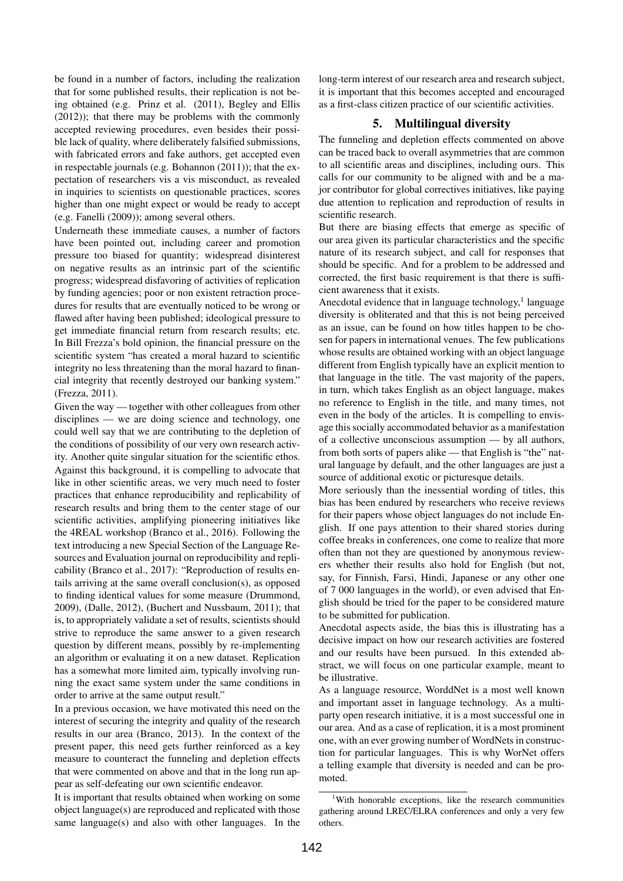be found in a number of factors, including the realization that for some published results, their replication is not being obtained (e.g. Prinz et al. (2011), Begley and Ellis (2012)); that there may be problems with the commonly accepted reviewing procedures, even besides their possible lack of quality, where deliberately falsified submissions, with fabricated errors and fake authors, get accepted even in respectable journals (e.g. Bohannon (2011)); that the expectation of researchers vis a vis misconduct, as revealed in inquiries to scientists on questionable practices, scores higher than one might expect or would be ready to accept (e.g. Fanelli (2009)); among several others.

Underneath these immediate causes, a number of factors have been pointed out, including career and promotion pressure too biased for quantity; widespread disinterest on negative results as an intrinsic part of the scientific progress; widespread disfavoring of activities of replication by funding agencies; poor or non existent retraction procedures for results that are eventually noticed to be wrong or flawed after having been published; ideological pressure to get immediate financial return from research results; etc. In Bill Frezza's bold opinion, the financial pressure on the scientific system "has created a moral hazard to scientific integrity no less threatening than the moral hazard to financial integrity that recently destroyed our banking system." (Frezza, 2011).

Given the way — together with other colleagues from other disciplines — we are doing science and technology, one could well say that we are contributing to the depletion of the conditions of possibility of our very own research activity. Another quite singular situation for the scientific ethos.

Against this background, it is compelling to advocate that like in other scientific areas, we very much need to foster practices that enhance reproducibility and replicability of research results and bring them to the center stage of our scientific activities, amplifying pioneering initiatives like the 4REAL workshop (Branco et al., 2016). Following the text introducing a new Special Section of the Language Resources and Evaluation journal on reproducibility and replicability (Branco et al., 2017): "Reproduction of results entails arriving at the same overall conclusion(s), as opposed to finding identical values for some measure (Drummond, 2009), (Dalle, 2012), (Buchert and Nussbaum, 2011); that is, to appropriately validate a set of results, scientists should strive to reproduce the same answer to a given research question by different means, possibly by re-implementing an algorithm or evaluating it on a new dataset. Replication has a somewhat more limited aim, typically involving running the exact same system under the same conditions in order to arrive at the same output result."

In a previous occasion, we have motivated this need on the interest of securing the integrity and quality of the research results in our area (Branco, 2013). In the context of the present paper, this need gets further reinforced as a key measure to counteract the funneling and depletion effects that were commented on above and that in the long run appear as self-defeating our own scientific endeavor.

It is important that results obtained when working on some object language(s) are reproduced and replicated with those same language(s) and also with other languages. In the long-term interest of our research area and research subject, it is important that this becomes accepted and encouraged as a first-class citizen practice of our scientific activities.

## 5. Multilingual diversity

The funneling and depletion effects commented on above can be traced back to overall asymmetries that are common to all scientific areas and disciplines, including ours. This calls for our community to be aligned with and be a major contributor for global correctives initiatives, like paying due attention to replication and reproduction of results in scientific research.

But there are biasing effects that emerge as specific of our area given its particular characteristics and the specific nature of its research subject, and call for responses that should be specific. And for a problem to be addressed and corrected, the first basic requirement is that there is sufficient awareness that it exists.

Anecdotal evidence that in language technology,[1] language diversity is obliterated and that this is not being perceived as an issue, can be found on how titles happen to be chosen for papers in international venues. The few publications whose results are obtained working with an object language different from English typically have an explicit mention to that language in the title. The vast majority of the papers, in turn, which takes English as an object language, makes no reference to English in the title, and many times, not even in the body of the articles. It is compelling to envisage this socially accommodated behavior as a manifestation of a collective unconscious assumption — by all authors, from both sorts of papers alike — that English is "the" natural language by default, and the other languages are just a source of additional exotic or picturesque details.

More seriously than the inessential wording of titles, this bias has been endured by researchers who receive reviews for their papers whose object languages do not include English. If one pays attention to their shared stories during coffee breaks in conferences, one come to realize that more often than not they are questioned by anonymous reviewers whether their results also hold for English (but not, say, for Finnish, Farsi, Hindi, Japanese or any other one of 7 000 languages in the world), or even advised that English should be tried for the paper to be considered mature to be submitted for publication.

Anecdotal aspects aside, the bias this is illustrating has a decisive impact on how our research activities are fostered and our results have been pursued. In this extended abstract, we will focus on one particular example, meant to be illustrative.

As a language resource, WorddNet is a most well known and important asset in language technology. As a multiparty open research initiative, it is a most successful one in our area. And as a case of replication, it is a most prominent one, with an ever growing number of WordNets in construction for particular languages. This is why WorNet offers a telling example that diversity is needed and can be promoted.

[1] With honorable exceptions, like the research communities gathering around LREC/ELRA conferences and only a very few others.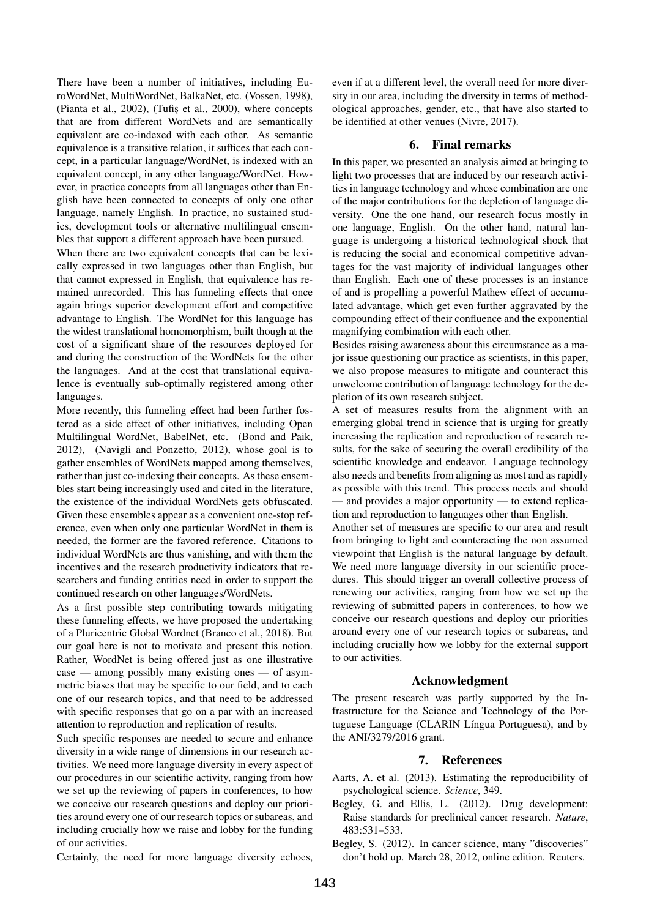There have been a number of initiatives, including EuroWordNet, MultiWordNet, BalkaNet, etc. (Vossen, 1998), (Pianta et al., 2002), (Tufiş et al., 2000), where concepts that are from different WordNets and are semantically equivalent are co-indexed with each other. As semantic equivalence is a transitive relation, it suffices that each concept, in a particular language/WordNet, is indexed with an equivalent concept, in any other language/WordNet. However, in practice concepts from all languages other than English have been connected to concepts of only one other language, namely English. In practice, no sustained studies, development tools or alternative multilingual ensembles that support a different approach have been pursued.

When there are two equivalent concepts that can be lexically expressed in two languages other than English, but that cannot expressed in English, that equivalence has remained unrecorded. This has funneling effects that once again brings superior development effort and competitive advantage to English. The WordNet for this language has the widest translational homomorphism, built though at the cost of a significant share of the resources deployed for and during the construction of the WordNets for the other the languages. And at the cost that translational equivalence is eventually sub-optimally registered among other languages.

More recently, this funneling effect had been further fostered as a side effect of other initiatives, including Open Multilingual WordNet, BabelNet, etc. (Bond and Paik, 2012), (Navigli and Ponzetto, 2012), whose goal is to gather ensembles of WordNets mapped among themselves, rather than just co-indexing their concepts. As these ensembles start being increasingly used and cited in the literature, the existence of the individual WordNets gets obfuscated. Given these ensembles appear as a convenient one-stop reference, even when only one particular WordNet in them is needed, the former are the favored reference. Citations to individual WordNets are thus vanishing, and with them the incentives and the research productivity indicators that researchers and funding entities need in order to support the continued research on other languages/WordNets.

As a first possible step contributing towards mitigating these funneling effects, we have proposed the undertaking of a Pluricentric Global Wordnet (Branco et al., 2018). But our goal here is not to motivate and present this notion. Rather, WordNet is being offered just as one illustrative case — among possibly many existing ones — of asymmetric biases that may be specific to our field, and to each one of our research topics, and that need to be addressed with specific responses that go on a par with an increased attention to reproduction and replication of results.

Such specific responses are needed to secure and enhance diversity in a wide range of dimensions in our research activities. We need more language diversity in every aspect of our procedures in our scientific activity, ranging from how we set up the reviewing of papers in conferences, to how we conceive our research questions and deploy our priorities around every one of our research topics or subareas, and including crucially how we raise and lobby for the funding of our activities.

Certainly, the need for more language diversity echoes, even if at a different level, the overall need for more diversity in our area, including the diversity in terms of methodological approaches, gender, etc., that have also started to be identified at other venues (Nivre, 2017).

## 6. Final remarks

In this paper, we presented an analysis aimed at bringing to light two processes that are induced by our research activities in language technology and whose combination are one of the major contributions for the depletion of language diversity. One the one hand, our research focus mostly in one language, English. On the other hand, natural language is undergoing a historical technological shock that is reducing the social and economical competitive advantages for the vast majority of individual languages other than English. Each one of these processes is an instance of and is propelling a powerful Mathew effect of accumulated advantage, which get even further aggravated by the compounding effect of their confluence and the exponential magnifying combination with each other.

Besides raising awareness about this circumstance as a major issue questioning our practice as scientists, in this paper, we also propose measures to mitigate and counteract this unwelcome contribution of language technology for the depletion of its own research subject.

A set of measures results from the alignment with an emerging global trend in science that is urging for greatly increasing the replication and reproduction of research results, for the sake of securing the overall credibility of the scientific knowledge and endeavor. Language technology also needs and benefits from aligning as most and as rapidly as possible with this trend. This process needs and should — and provides a major opportunity — to extend replication and reproduction to languages other than English.

Another set of measures are specific to our area and result from bringing to light and counteracting the non assumed viewpoint that English is the natural language by default. We need more language diversity in our scientific procedures. This should trigger an overall collective process of renewing our activities, ranging from how we set up the reviewing of submitted papers in conferences, to how we conceive our research questions and deploy our priorities around every one of our research topics or subareas, and including crucially how we lobby for the external support to our activities.

## Acknowledgment

The present research was partly supported by the Infrastructure for the Science and Technology of the Portuguese Language (CLARIN Língua Portuguesa), and by the ANI/3279/2016 grant.

## 7. References

Aarts, A. et al. (2013). Estimating the reproducibility of psychological science. *Science*, 349.

Begley, G. and Ellis, L. (2012). Drug development: Raise standards for preclinical cancer research. *Nature*, 483:531–533.

Begley, S. (2012). In cancer science, many "discoveries" don't hold up. March 28, 2012, online edition. Reuters.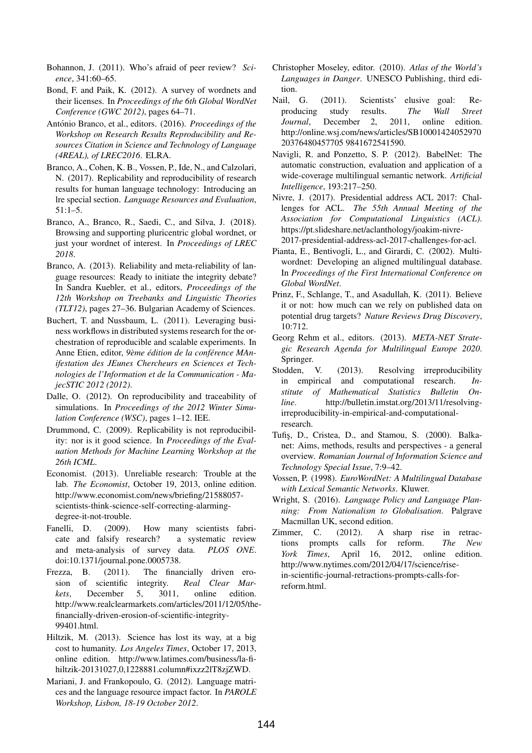Bohannon, J. (2011). Who's afraid of peer review? *Science*, 341:60–65.

Bond, F. and Paik, K. (2012). A survey of wordnets and their licenses. In *Proceedings of the 6th Global WordNet Conference (GWC 2012)*, pages 64–71.

António Branco, et al., editors. (2016). *Proceedings of the Workshop on Research Results Reproducibility and Resources Citation in Science and Technology of Language (4REAL), of LREC2016*. ELRA.

Branco, A., Cohen, K. B., Vossen, P., Ide, N., and Calzolari, N. (2017). Replicability and reproducibility of research results for human language technology: Introducing an lre special section. *Language Resources and Evaluation*, 51:1–5.

Branco, A., Branco, R., Saedi, C., and Silva, J. (2018). Browsing and supporting pluricentric global wordnet, or just your wordnet of interest. In *Proceedings of LREC 2018*.

Branco, A. (2013). Reliability and meta-reliability of language resources: Ready to initiate the integrity debate? In Sandra Kuebler, et al., editors, *Proceedings of the 12th Workshop on Treebanks and Linguistic Theories (TLT12)*, pages 27–36. Bulgarian Academy of Sciences.

Buchert, T. and Nussbaum, L. (2011). Leveraging business workflows in distributed systems research for the orchestration of reproducible and scalable experiments. In Anne Etien, editor, *9ème édition de la conférence MAnifestation des JEunes Chercheurs en Sciences et Technologies de l'Information et de la Communication - MajecSTIC 2012 (2012)*.

Dalle, O. (2012). On reproducibility and traceability of simulations. In *Proceedings of the 2012 Winter Simulation Conference (WSC)*, pages 1–12. IEEE.

Drummond, C. (2009). Replicability is not reproducibility: nor is it good science. In *Proceedings of the Evaluation Methods for Machine Learning Workshop at the 26th ICML*.

Economist. (2013). Unreliable research: Trouble at the lab. *The Economist*, October 19, 2013, online edition. http://www.economist.com/news/briefing/21588057-scientists-think-science-self-correcting-alarming-degree-it-not-trouble.

Fanelli, D. (2009). How many scientists fabricate and falsify research? a systematic review and meta-analysis of survey data. *PLOS ONE*. doi:10.1371/journal.pone.0005738.

Frezza, B. (2011). The financially driven erosion of scientific integrity. *Real Clear Markets*, December 5, 3011, online edition. http://www.realclearmarkets.com/articles/2011/12/05/the-financially-driven-erosion-of-scientific-integrity-99401.html.

Hiltzik, M. (2013). Science has lost its way, at a big cost to humanity. *Los Angeles Times*, October 17, 2013, online edition. http://www.latimes.com/business/la-fi-hiltzik-20131027,0,1228881.column#ixzz2lT8zjZWD.

Mariani, J. and Frankopoulo, G. (2012). Language matrices and the language resource impact factor. In *PAROLE Workshop, Lisbon, 18-19 October 2012*.

Christopher Moseley, editor. (2010). *Atlas of the World's Languages in Danger*. UNESCO Publishing, third edition.

Nail, G. (2011). Scientists' elusive goal: Reproducing study results. *The Wall Street Journal*, December 2, 2011, online edition. http://online.wsj.com/news/articles/SB10001424052970203764804577059841672541590.

Navigli, R. and Ponzetto, S. P. (2012). BabelNet: The automatic construction, evaluation and application of a wide-coverage multilingual semantic network. *Artificial Intelligence*, 193:217–250.

Nivre, J. (2017). Presidential address ACL 2017: Challenges for ACL. *The 55th Annual Meeting of the Association for Computational Linguistics (ACL)*. https://pt.slideshare.net/aclanthology/joakim-nivre-2017-presidential-address-acl-2017-challenges-for-acl.

Pianta, E., Bentivogli, L., and Girardi, C. (2002). Multiwordnet: Developing an aligned multilingual database. In *Proceedings of the First International Conference on Global WordNet*.

Prinz, F., Schlange, T., and Asadullah, K. (2011). Believe it or not: how much can we rely on published data on potential drug targets? *Nature Reviews Drug Discovery*, 10:712.

Georg Rehm et al., editors. (2013). *META-NET Strategic Research Agenda for Multilingual Europe 2020*. Springer.

Stodden, V. (2013). Resolving irreproducibility in empirical and computational research. *Institute of Mathematical Statistics Bulletin Online*. http://bulletin.imstat.org/2013/11/resolving-irreproducibility-in-empirical-and-computational-research.

Tufiş, D., Cristea, D., and Stamou, S. (2000). Balkanet: Aims, methods, results and perspectives - a general overview. *Romanian Journal of Information Science and Technology Special Issue*, 7:9–42.

Vossen, P. (1998). *EuroWordNet: A Multilingual Database with Lexical Semantic Networks*. Kluwer.

Wright, S. (2016). *Language Policy and Language Planning: From Nationalism to Globalisation*. Palgrave Macmillan UK, second edition.

Zimmer, C. (2012). A sharp rise in retractions prompts calls for reform. *The New York Times*, April 16, 2012, online edition. http://www.nytimes.com/2012/04/17/science/rise-in-scientific-journal-retractions-prompts-calls-for-reform.html.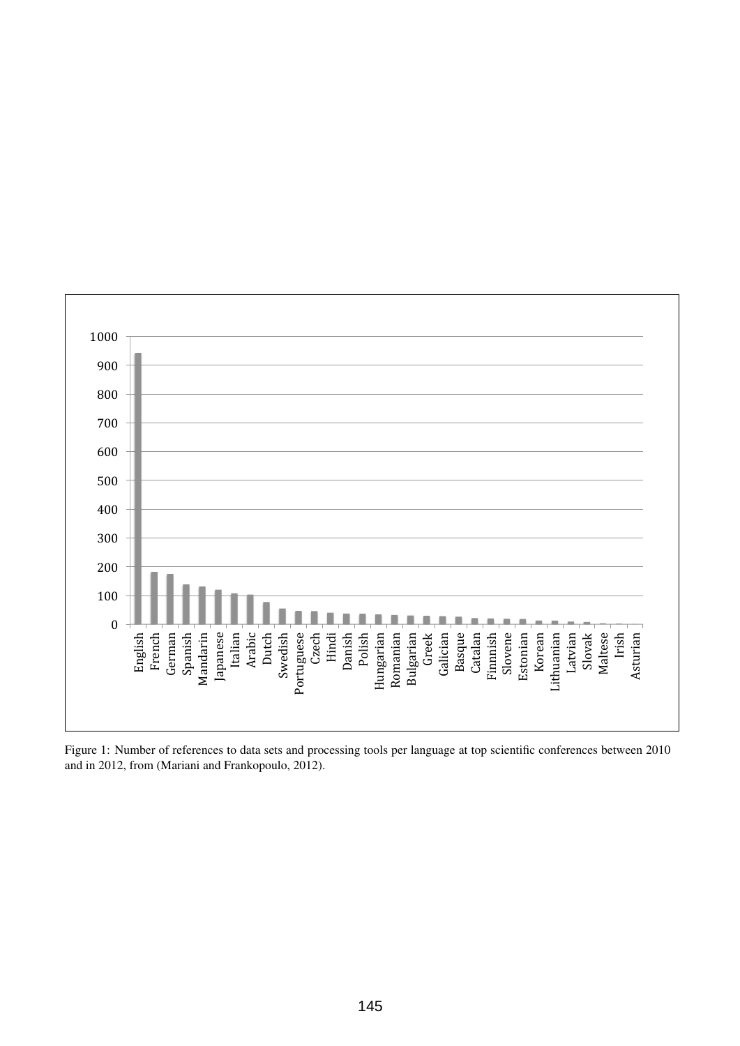1000
900
800
700
600
500
400
300
200
100
0

English
French
German
Spanish
Mandarin
Japanese
Italian
Arabic
Dutch
Swedish
Portuguese
Czech
Hindi
Danish
Polish
Hungarian
Romanian
Bulgarian
Greek
Galician
Basque
Catalan
Finnnish
Slovene
Estonian
Korean
Lithuanian
Latvian
Slovak
Maltese
Irish
Asturian

Figure 1: Number of references to data sets and processing tools per language at top scientific conferences between 2010 and in 2012, from (Mariani and Frankopoulo, 2012).